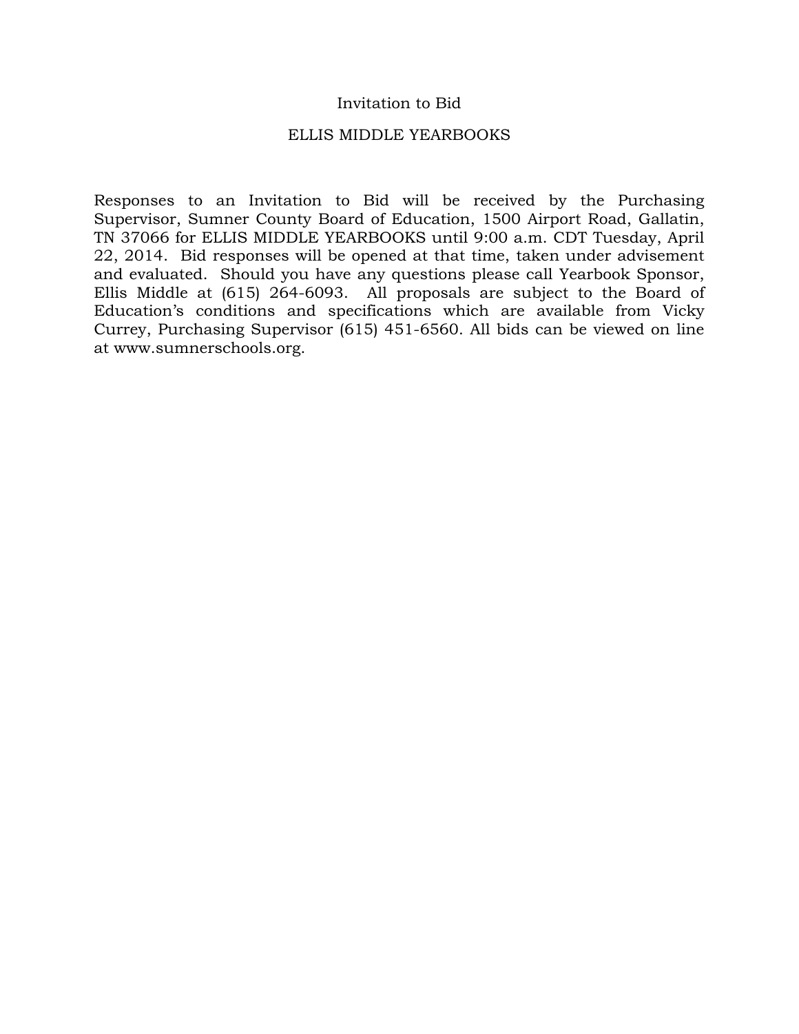# Invitation to Bid

## ELLIS MIDDLE YEARBOOKS

Responses to an Invitation to Bid will be received by the Purchasing Supervisor, Sumner County Board of Education, 1500 Airport Road, Gallatin, TN 37066 for ELLIS MIDDLE YEARBOOKS until 9:00 a.m. CDT Tuesday, April 22, 2014. Bid responses will be opened at that time, taken under advisement and evaluated. Should you have any questions please call Yearbook Sponsor, Ellis Middle at (615) 264-6093. All proposals are subject to the Board of Education's conditions and specifications which are available from Vicky Currey, Purchasing Supervisor (615) 451-6560. All bids can be viewed on line at www.sumnerschools.org.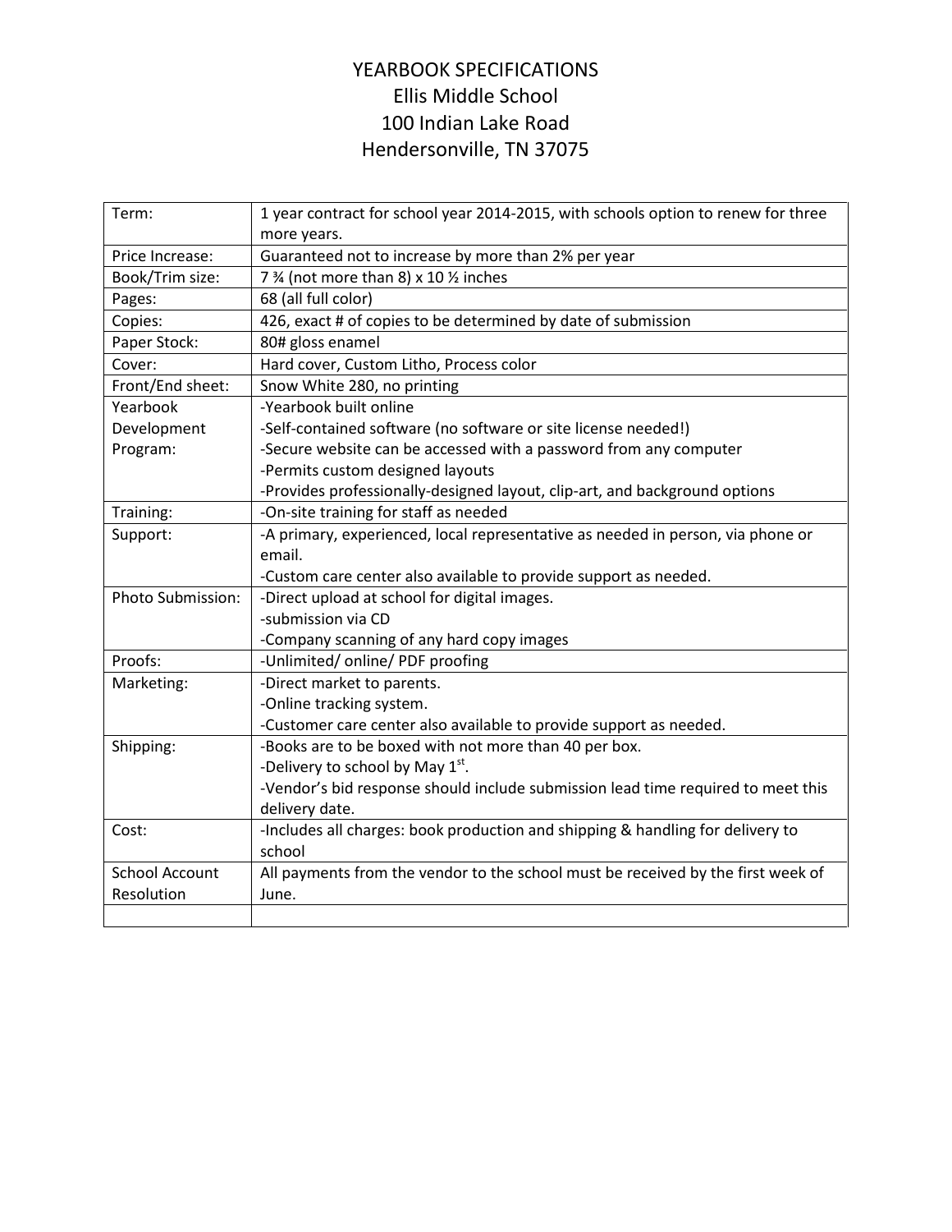# YEARBOOK SPECIFICATIONS

## Ellis Middle School
## 100 Indian Lake Road
## Hendersonville, TN 37075

| | |
|---|---|
| Term: | 1 year contract for school year 2014-2015, with schools option to renew for three more years. |
| Price Increase: | Guaranteed not to increase by more than 2% per year |
| Book/Trim size: | 7 ¾ (not more than 8) x 10 ½ inches |
| Pages: | 68 (all full color) |
| Copies: | 426, exact # of copies to be determined by date of submission |
| Paper Stock: | 80# gloss enamel |
| Cover: | Hard cover, Custom Litho, Process color |
| Front/End sheet: | Snow White 280, no printing |
| Yearbook Development Program: | -Yearbook built online<br>-Self-contained software (no software or site license needed!)<br>-Secure website can be accessed with a password from any computer<br>-Permits custom designed layouts<br>-Provides professionally-designed layout, clip-art, and background options |
| Training: | -On-site training for staff as needed |
| Support: | -A primary, experienced, local representative as needed in person, via phone or email.<br>-Custom care center also available to provide support as needed. |
| Photo Submission: | -Direct upload at school for digital images.<br>-submission via CD<br>-Company scanning of any hard copy images |
| Proofs: | -Unlimited/ online/ PDF proofing |
| Marketing: | -Direct market to parents.<br>-Online tracking system.<br>-Customer care center also available to provide support as needed. |
| Shipping: | -Books are to be boxed with not more than 40 per box.<br>-Delivery to school by May 1st.<br>-Vendor's bid response should include submission lead time required to meet this delivery date. |
| Cost: | -Includes all charges: book production and shipping & handling for delivery to school |
| School Account Resolution | All payments from the vendor to the school must be received by the first week of June. |
| | |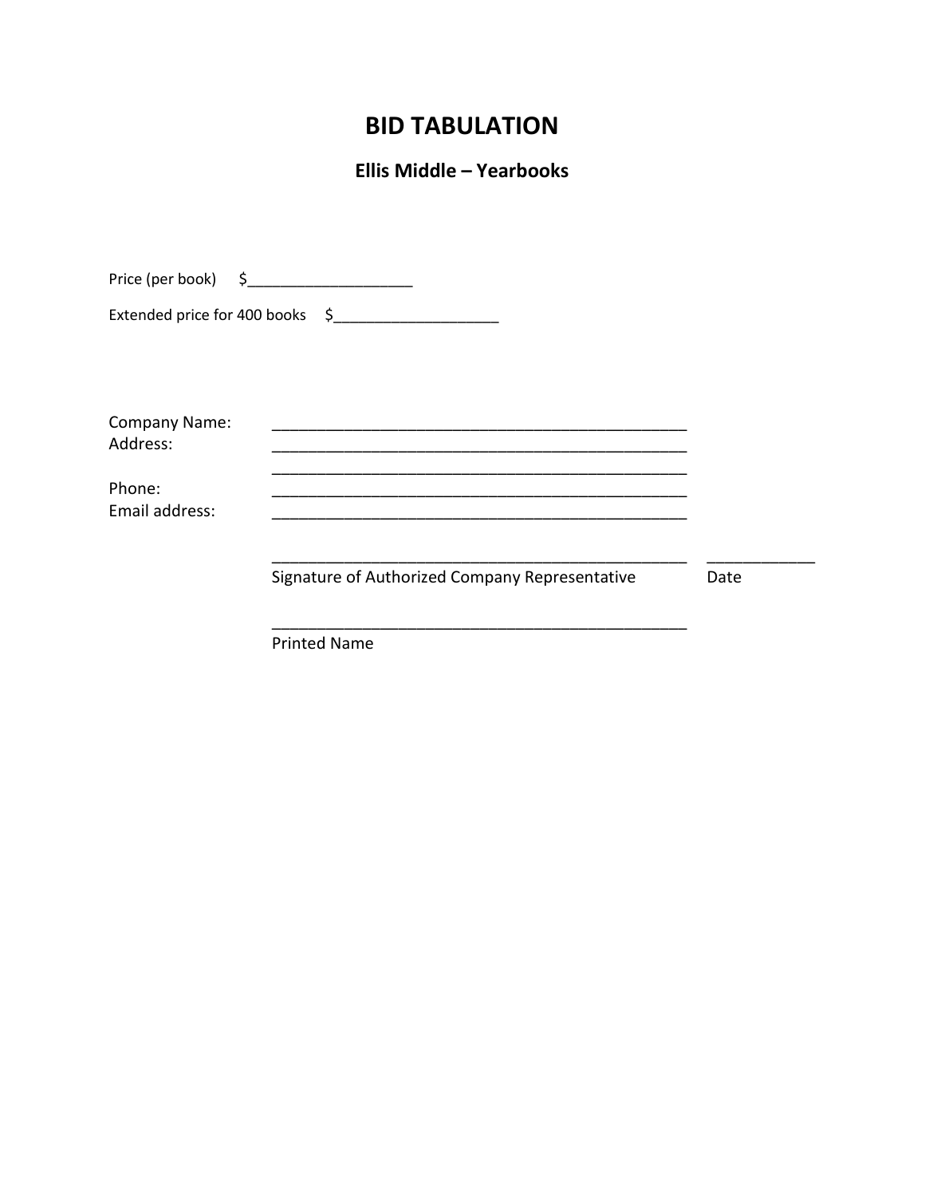# BID TABULATION

## Ellis Middle – Yearbooks

Price (per book) $____________________

Extended price for 400 books $____________________

Company Name: ________________________________________________

Address: ________________________________________________

________________________________________________

Phone: ________________________________________________

Email address: ________________________________________________

________________________________________________ ____________

Signature of Authorized Company Representative Date

________________________________________________

Printed Name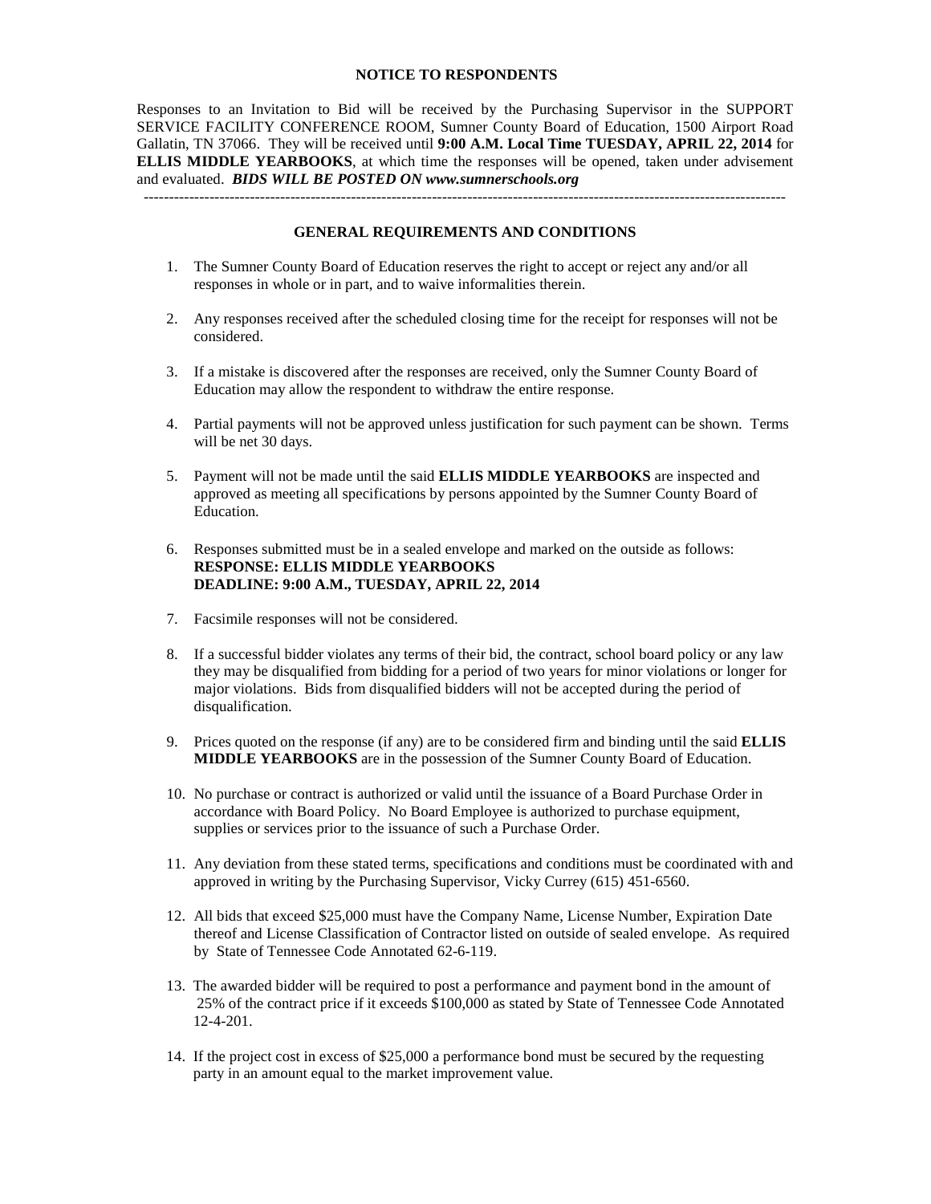## NOTICE TO RESPONDENTS

Responses to an Invitation to Bid will be received by the Purchasing Supervisor in the SUPPORT SERVICE FACILITY CONFERENCE ROOM, Sumner County Board of Education, 1500 Airport Road Gallatin, TN 37066. They will be received until **9:00 A.M. Local Time TUESDAY, APRIL 22, 2014** for **ELLIS MIDDLE YEARBOOKS**, at which time the responses will be opened, taken under advisement and evaluated. ***BIDS WILL BE POSTED ON www.sumnerschools.org***

---

## GENERAL REQUIREMENTS AND CONDITIONS

1. The Sumner County Board of Education reserves the right to accept or reject any and/or all responses in whole or in part, and to waive informalities therein.

2. Any responses received after the scheduled closing time for the receipt for responses will not be considered.

3. If a mistake is discovered after the responses are received, only the Sumner County Board of Education may allow the respondent to withdraw the entire response.

4. Partial payments will not be approved unless justification for such payment can be shown. Terms will be net 30 days.

5. Payment will not be made until the said **ELLIS MIDDLE YEARBOOKS** are inspected and approved as meeting all specifications by persons appointed by the Sumner County Board of Education.

6. Responses submitted must be in a sealed envelope and marked on the outside as follows:
   **RESPONSE: ELLIS MIDDLE YEARBOOKS**
   **DEADLINE: 9:00 A.M., TUESDAY, APRIL 22, 2014**

7. Facsimile responses will not be considered.

8. If a successful bidder violates any terms of their bid, the contract, school board policy or any law they may be disqualified from bidding for a period of two years for minor violations or longer for major violations. Bids from disqualified bidders will not be accepted during the period of disqualification.

9. Prices quoted on the response (if any) are to be considered firm and binding until the said **ELLIS MIDDLE YEARBOOKS** are in the possession of the Sumner County Board of Education.

10. No purchase or contract is authorized or valid until the issuance of a Board Purchase Order in accordance with Board Policy. No Board Employee is authorized to purchase equipment, supplies or services prior to the issuance of such a Purchase Order.

11. Any deviation from these stated terms, specifications and conditions must be coordinated with and approved in writing by the Purchasing Supervisor, Vicky Currey (615) 451-6560.

12. All bids that exceed $25,000 must have the Company Name, License Number, Expiration Date thereof and License Classification of Contractor listed on outside of sealed envelope. As required by State of Tennessee Code Annotated 62-6-119.

13. The awarded bidder will be required to post a performance and payment bond in the amount of 25% of the contract price if it exceeds $100,000 as stated by State of Tennessee Code Annotated 12-4-201.

14. If the project cost in excess of $25,000 a performance bond must be secured by the requesting party in an amount equal to the market improvement value.